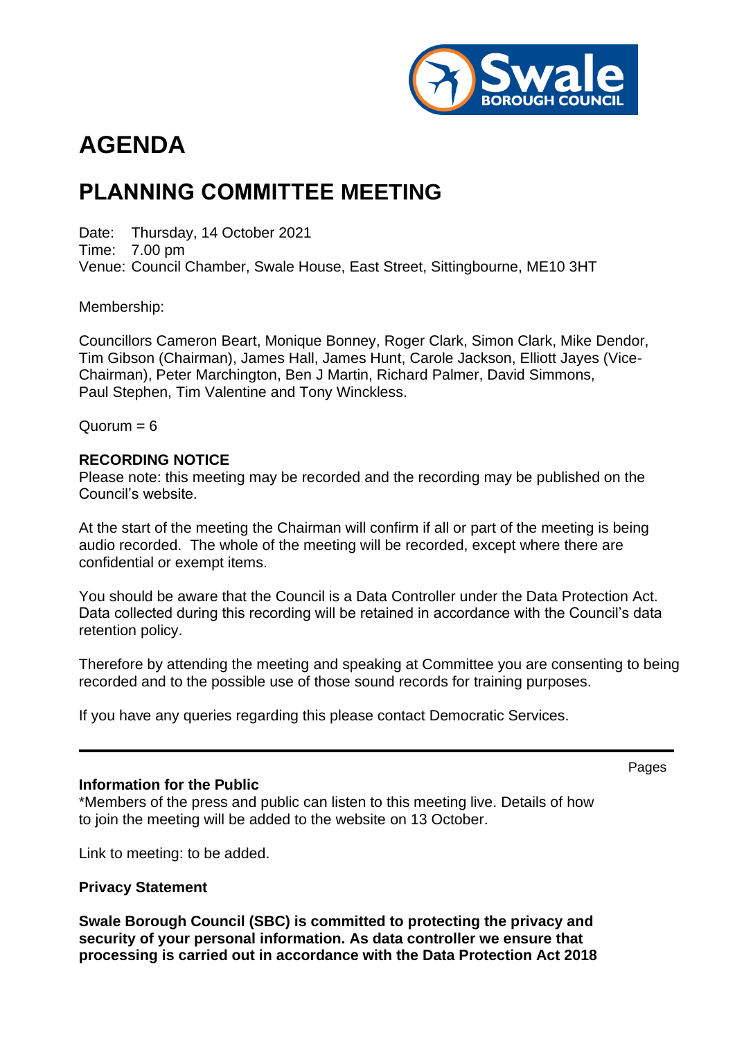# AGENDA

# PLANNING COMMITTEE MEETING

Date: Thursday, 14 October 2021
Time: 7.00 pm
Venue: Council Chamber, Swale House, East Street, Sittingbourne, ME10 3HT

Membership:

Councillors Cameron Beart, Monique Bonney, Roger Clark, Simon Clark, Mike Dendor, Tim Gibson (Chairman), James Hall, James Hunt, Carole Jackson, Elliott Jayes (Vice-Chairman), Peter Marchington, Ben J Martin, Richard Palmer, David Simmons, Paul Stephen, Tim Valentine and Tony Winckless.

Quorum = 6

**RECORDING NOTICE**
Please note: this meeting may be recorded and the recording may be published on the Council's website.

At the start of the meeting the Chairman will confirm if all or part of the meeting is being audio recorded. The whole of the meeting will be recorded, except where there are confidential or exempt items.

You should be aware that the Council is a Data Controller under the Data Protection Act. Data collected during this recording will be retained in accordance with the Council's data retention policy.

Therefore by attending the meeting and speaking at Committee you are consenting to being recorded and to the possible use of those sound records for training purposes.

If you have any queries regarding this please contact Democratic Services.

---

Pages

**Information for the Public**
*Members of the press and public can listen to this meeting live. Details of how to join the meeting will be added to the website on 13 October.

Link to meeting: to be added.

**Privacy Statement**

**Swale Borough Council (SBC) is committed to protecting the privacy and security of your personal information. As data controller we ensure that processing is carried out in accordance with the Data Protection Act 2018**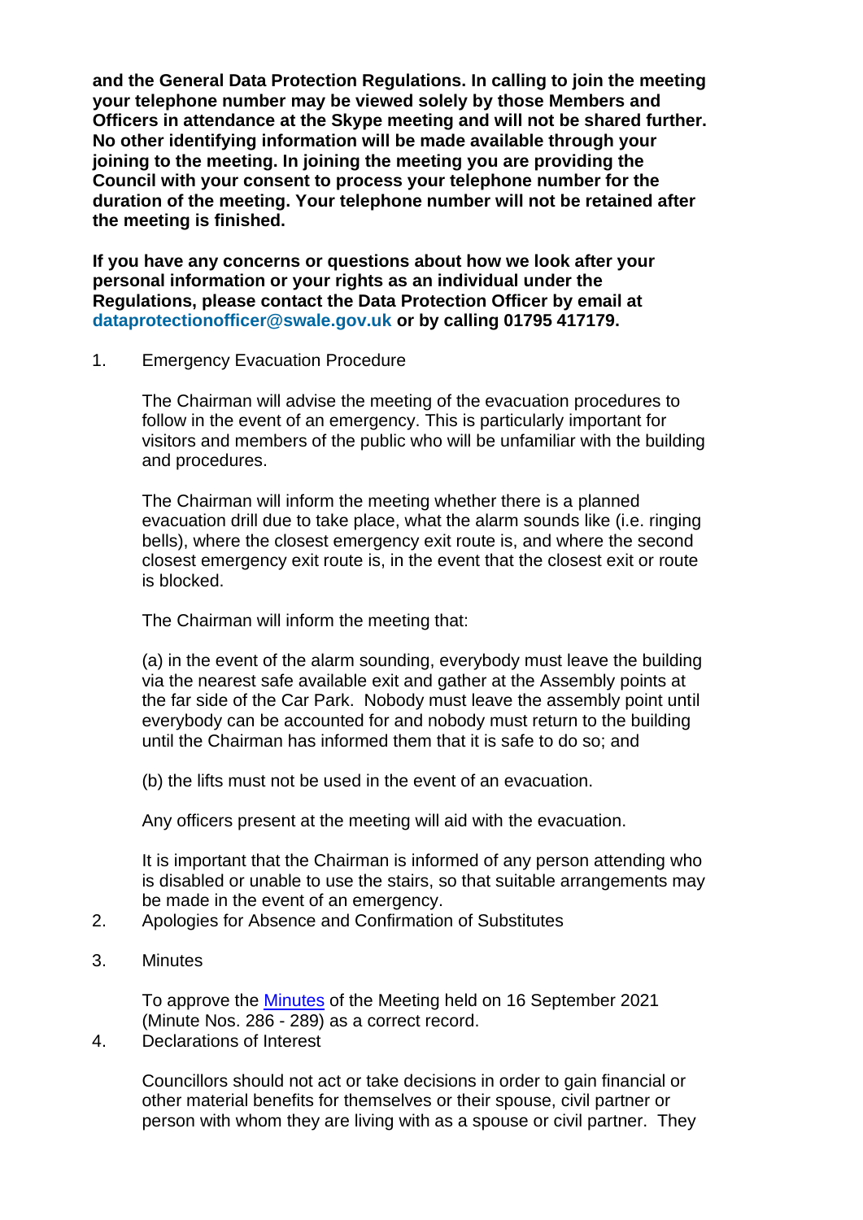**and the General Data Protection Regulations. In calling to join the meeting your telephone number may be viewed solely by those Members and Officers in attendance at the Skype meeting and will not be shared further. No other identifying information will be made available through your joining to the meeting. In joining the meeting you are providing the Council with your consent to process your telephone number for the duration of the meeting. Your telephone number will not be retained after the meeting is finished.**

**If you have any concerns or questions about how we look after your personal information or your rights as an individual under the Regulations, please contact the Data Protection Officer by email at dataprotectionofficer@swale.gov.uk or by calling 01795 417179.**

1. Emergency Evacuation Procedure

   The Chairman will advise the meeting of the evacuation procedures to follow in the event of an emergency. This is particularly important for visitors and members of the public who will be unfamiliar with the building and procedures.

   The Chairman will inform the meeting whether there is a planned evacuation drill due to take place, what the alarm sounds like (i.e. ringing bells), where the closest emergency exit route is, and where the second closest emergency exit route is, in the event that the closest exit or route is blocked.

   The Chairman will inform the meeting that:

   (a) in the event of the alarm sounding, everybody must leave the building via the nearest safe available exit and gather at the Assembly points at the far side of the Car Park. Nobody must leave the assembly point until everybody can be accounted for and nobody must return to the building until the Chairman has informed them that it is safe to do so; and

   (b) the lifts must not be used in the event of an evacuation.

   Any officers present at the meeting will aid with the evacuation.

   It is important that the Chairman is informed of any person attending who is disabled or unable to use the stairs, so that suitable arrangements may be made in the event of an emergency.

2. Apologies for Absence and Confirmation of Substitutes

3. Minutes

   To approve the Minutes of the Meeting held on 16 September 2021 (Minute Nos. 286 - 289) as a correct record.

4. Declarations of Interest

   Councillors should not act or take decisions in order to gain financial or other material benefits for themselves or their spouse, civil partner or person with whom they are living with as a spouse or civil partner. They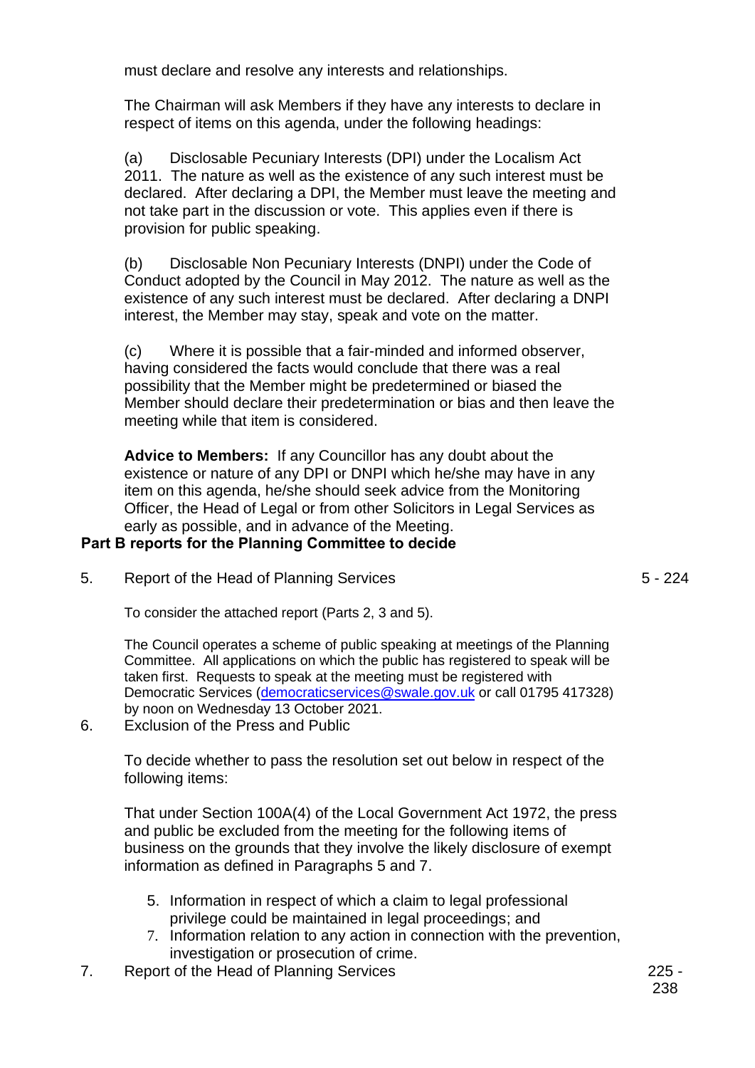must declare and resolve any interests and relationships.

The Chairman will ask Members if they have any interests to declare in respect of items on this agenda, under the following headings:

(a) Disclosable Pecuniary Interests (DPI) under the Localism Act 2011. The nature as well as the existence of any such interest must be declared. After declaring a DPI, the Member must leave the meeting and not take part in the discussion or vote. This applies even if there is provision for public speaking.

(b) Disclosable Non Pecuniary Interests (DNPI) under the Code of Conduct adopted by the Council in May 2012. The nature as well as the existence of any such interest must be declared. After declaring a DNPI interest, the Member may stay, speak and vote on the matter.

(c) Where it is possible that a fair-minded and informed observer, having considered the facts would conclude that there was a real possibility that the Member might be predetermined or biased the Member should declare their predetermination or bias and then leave the meeting while that item is considered.

**Advice to Members:** If any Councillor has any doubt about the existence or nature of any DPI or DNPI which he/she may have in any item on this agenda, he/she should seek advice from the Monitoring Officer, the Head of Legal or from other Solicitors in Legal Services as early as possible, and in advance of the Meeting.

**Part B reports for the Planning Committee to decide**

5. Report of the Head of Planning Services — 5 - 224

   To consider the attached report (Parts 2, 3 and 5).

   The Council operates a scheme of public speaking at meetings of the Planning Committee. All applications on which the public has registered to speak will be taken first. Requests to speak at the meeting must be registered with Democratic Services (democraticservices@swale.gov.uk or call 01795 417328) by noon on Wednesday 13 October 2021.

6. Exclusion of the Press and Public

   To decide whether to pass the resolution set out below in respect of the following items:

   That under Section 100A(4) of the Local Government Act 1972, the press and public be excluded from the meeting for the following items of business on the grounds that they involve the likely disclosure of exempt information as defined in Paragraphs 5 and 7.

   5. Information in respect of which a claim to legal professional privilege could be maintained in legal proceedings; and
   7. Information relation to any action in connection with the prevention, investigation or prosecution of crime.

7. Report of the Head of Planning Services — 225 - 238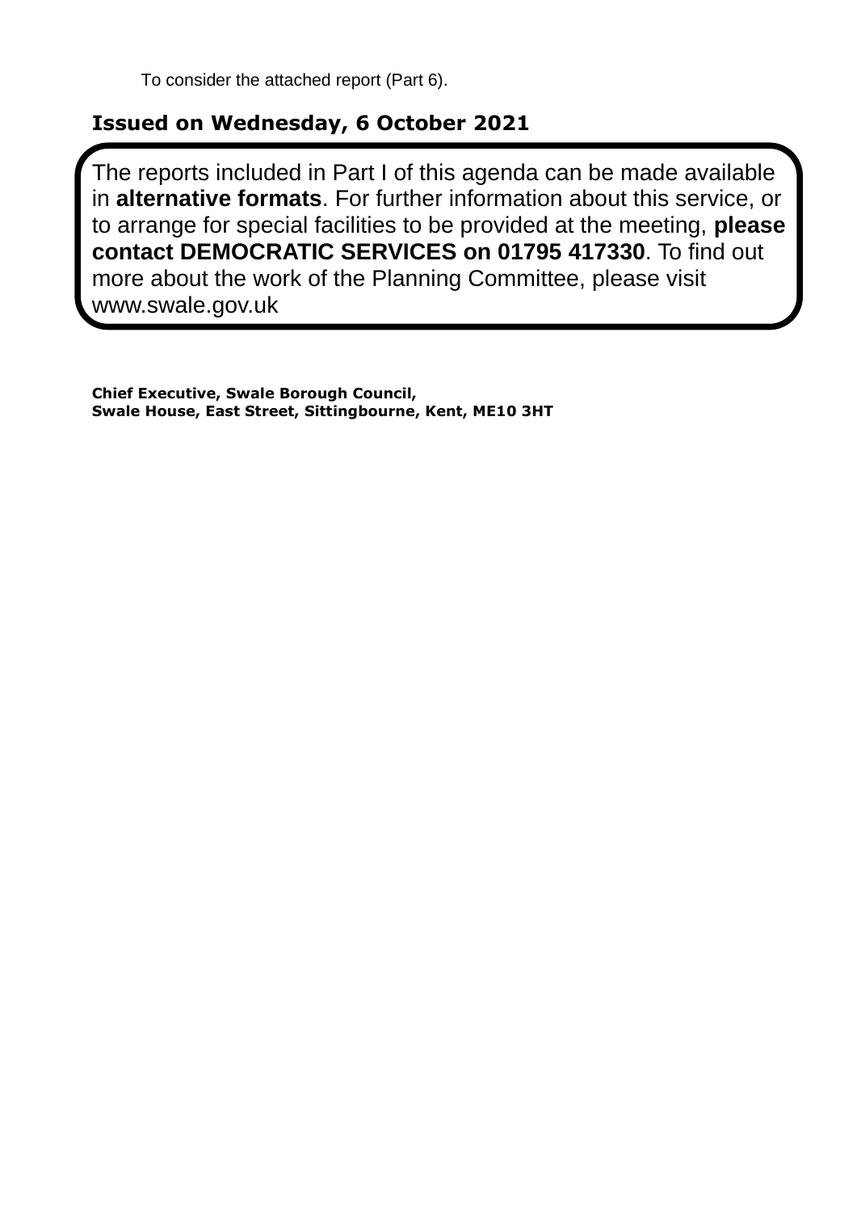To consider the attached report (Part 6).

**Issued on Wednesday, 6 October 2021**

The reports included in Part I of this agenda can be made available in **alternative formats**. For further information about this service, or to arrange for special facilities to be provided at the meeting, **please contact DEMOCRATIC SERVICES on 01795 417330**. To find out more about the work of the Planning Committee, please visit www.swale.gov.uk

**Chief Executive, Swale Borough Council,**
**Swale House, East Street, Sittingbourne, Kent, ME10 3HT**